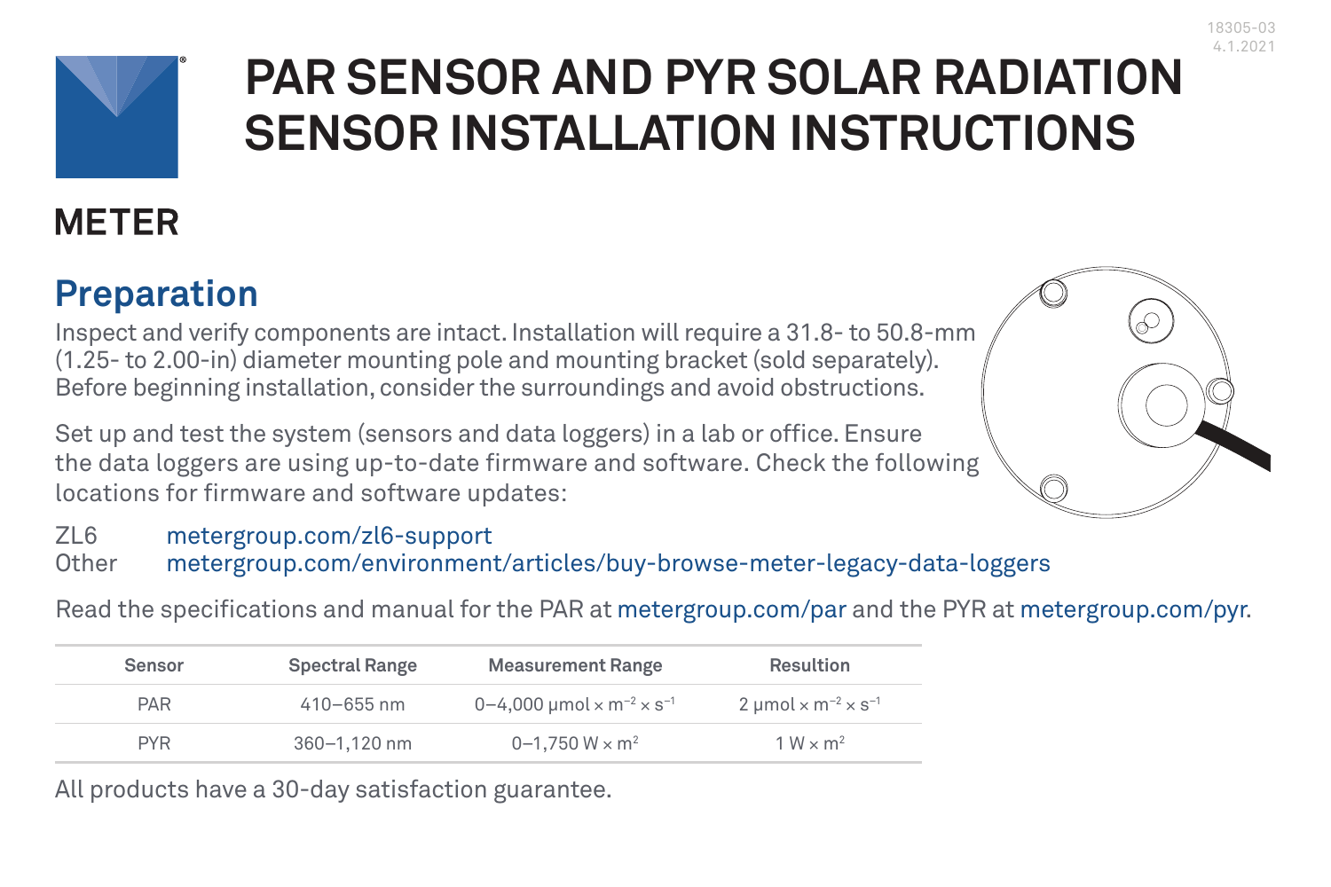# PAR SENSOR AND PYR SOLAR RADIATION SENSOR INSTALLATION INSTRUCTIONS

METER

## Preparation

Inspect and verify components are intact. Installation will require a 31.8- to 50.8-mm (1.25- to 2.00-in) diameter mounting pole and mounting bracket (sold separately). Before beginning installation, consider the surroundings and avoid obstructions.

Set up and test the system (sensors and data loggers) in a lab or office. Ensure the data loggers are using up-to-date firmware and software. Check the following locations for firmware and software updates:

ZL6 metergroup.com/zl6-support
Other metergroup.com/environment/articles/buy-browse-meter-legacy-data-loggers

Read the specifications and manual for the PAR at metergroup.com/par and the PYR at metergroup.com/pyr.

| Sensor | Spectral Range | Measurement Range | Resultion |
|---|---|---|---|
| PAR | 410–655 nm | 0–4,000 $\mu mol \times m^{-2} \times s^{-1}$ | 2 $\mu mol \times m^{-2} \times s^{-1}$ |
| PYR | 360–1,120 nm | 0–1,750 $W \times m^2$ | 1 $W \times m^2$ |

All products have a 30-day satisfaction guarantee.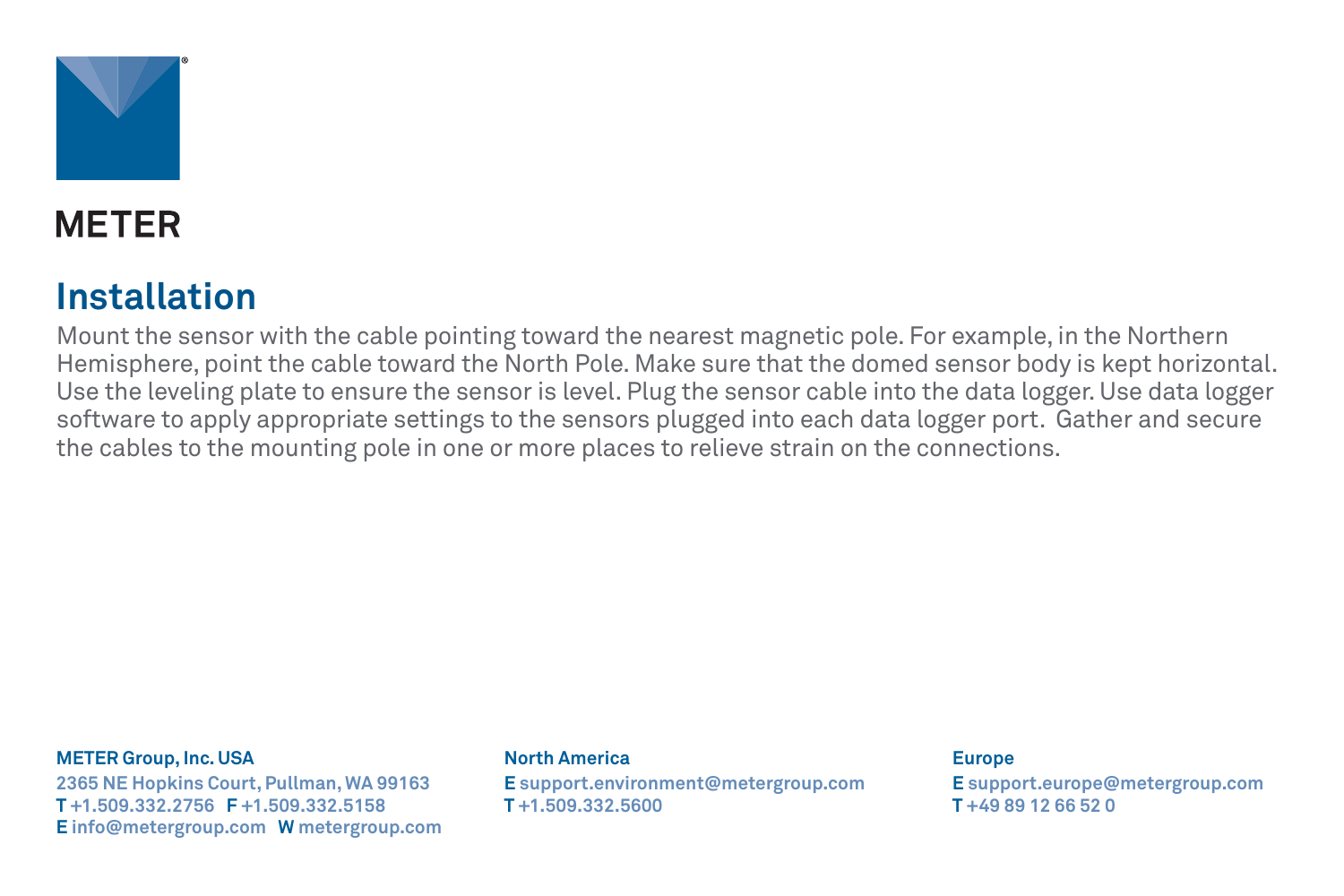METER

## Installation

Mount the sensor with the cable pointing toward the nearest magnetic pole. For example, in the Northern Hemisphere, point the cable toward the North Pole. Make sure that the domed sensor body is kept horizontal. Use the leveling plate to ensure the sensor is level. Plug the sensor cable into the data logger. Use data logger software to apply appropriate settings to the sensors plugged into each data logger port. Gather and secure the cables to the mounting pole in one or more places to relieve strain on the connections.

**METER Group, Inc. USA**
2365 NE Hopkins Court, Pullman, WA 99163
**T** +1.509.332.2756 **F** +1.509.332.5158
**E** info@metergroup.com **W** metergroup.com

**North America**
**E** support.environment@metergroup.com
**T** +1.509.332.5600

**Europe**
**E** support.europe@metergroup.com
**T** +49 89 12 66 52 0